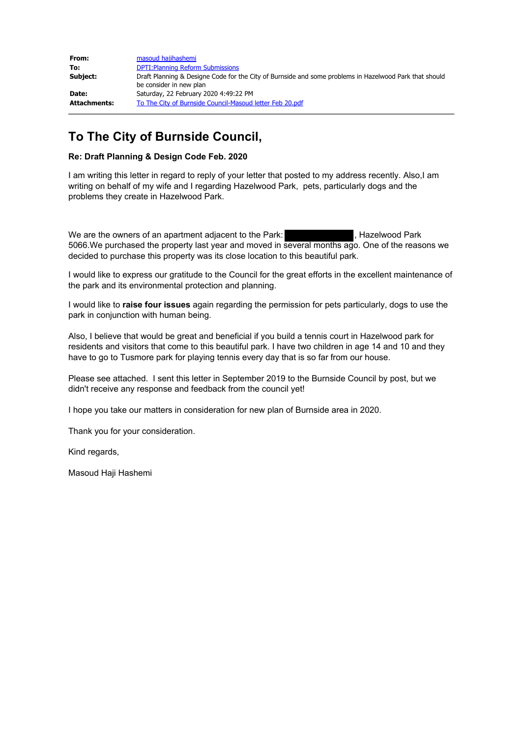| | |
|---|---|
| **From:** | masoud hajihashemi |
| **To:** | DPTI:Planning Reform Submissions |
| **Subject:** | Draft Planning & Designe Code for the City of Burnside and some problems in Hazelwood Park that should be consider in new plan |
| **Date:** | Saturday, 22 February 2020 4:49:22 PM |
| **Attachments:** | To The City of Burnside Council-Masoud letter Feb 20.pdf |

# To The City of Burnside Council,

**Re: Draft Planning & Design Code Feb. 2020**

I am writing this letter in regard to reply of your letter that posted to my address recently. Also,I am writing on behalf of my wife and I regarding Hazelwood Park, pets, particularly dogs and the problems they create in Hazelwood Park.

We are the owners of an apartment adjacent to the Park: [redacted], Hazelwood Park 5066.We purchased the property last year and moved in several months ago. One of the reasons we decided to purchase this property was its close location to this beautiful park.

I would like to express our gratitude to the Council for the great efforts in the excellent maintenance of the park and its environmental protection and planning.

I would like to **raise four issues** again regarding the permission for pets particularly, dogs to use the park in conjunction with human being.

Also, I believe that would be great and beneficial if you build a tennis court in Hazelwood park for residents and visitors that come to this beautiful park. I have two children in age 14 and 10 and they have to go to Tusmore park for playing tennis every day that is so far from our house.

Please see attached. I sent this letter in September 2019 to the Burnside Council by post, but we didn't receive any response and feedback from the council yet!

I hope you take our matters in consideration for new plan of Burnside area in 2020.

Thank you for your consideration.

Kind regards,

Masoud Haji Hashemi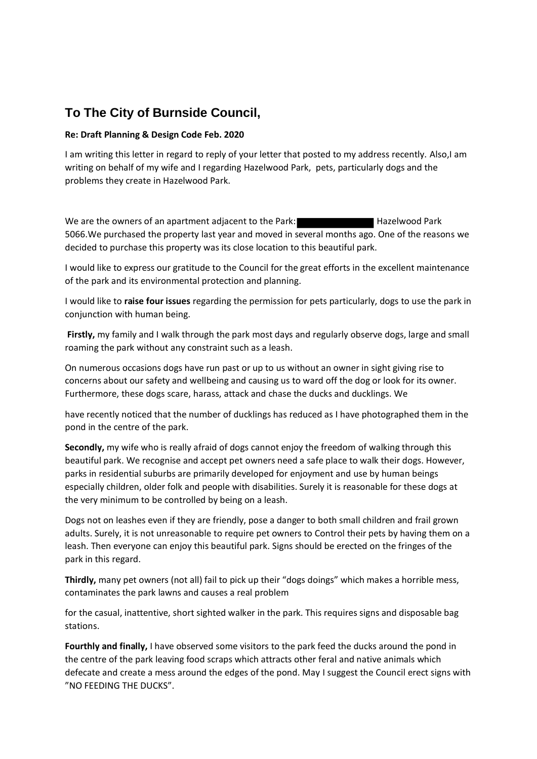## To The City of Burnside Council,

**Re: Draft Planning & Design Code Feb. 2020**

I am writing this letter in regard to reply of your letter that posted to my address recently. Also,I am writing on behalf of my wife and I regarding Hazelwood Park, pets, particularly dogs and the problems they create in Hazelwood Park.

We are the owners of an apartment adjacent to the Park: [REDACTED] Hazelwood Park 5066.We purchased the property last year and moved in several months ago. One of the reasons we decided to purchase this property was its close location to this beautiful park.

I would like to express our gratitude to the Council for the great efforts in the excellent maintenance of the park and its environmental protection and planning.

I would like to **raise four issues** regarding the permission for pets particularly, dogs to use the park in conjunction with human being.

**Firstly,** my family and I walk through the park most days and regularly observe dogs, large and small roaming the park without any constraint such as a leash.

On numerous occasions dogs have run past or up to us without an owner in sight giving rise to concerns about our safety and wellbeing and causing us to ward off the dog or look for its owner. Furthermore, these dogs scare, harass, attack and chase the ducks and ducklings. We have recently noticed that the number of ducklings has reduced as I have photographed them in the pond in the centre of the park.

**Secondly,** my wife who is really afraid of dogs cannot enjoy the freedom of walking through this beautiful park. We recognise and accept pet owners need a safe place to walk their dogs. However, parks in residential suburbs are primarily developed for enjoyment and use by human beings especially children, older folk and people with disabilities. Surely it is reasonable for these dogs at the very minimum to be controlled by being on a leash.

Dogs not on leashes even if they are friendly, pose a danger to both small children and frail grown adults. Surely, it is not unreasonable to require pet owners to Control their pets by having them on a leash. Then everyone can enjoy this beautiful park. Signs should be erected on the fringes of the park in this regard.

**Thirdly,** many pet owners (not all) fail to pick up their "dogs doings" which makes a horrible mess, contaminates the park lawns and causes a real problem for the casual, inattentive, short sighted walker in the park. This requires signs and disposable bag stations.

**Fourthly and finally,** I have observed some visitors to the park feed the ducks around the pond in the centre of the park leaving food scraps which attracts other feral and native animals which defecate and create a mess around the edges of the pond. May I suggest the Council erect signs with "NO FEEDING THE DUCKS".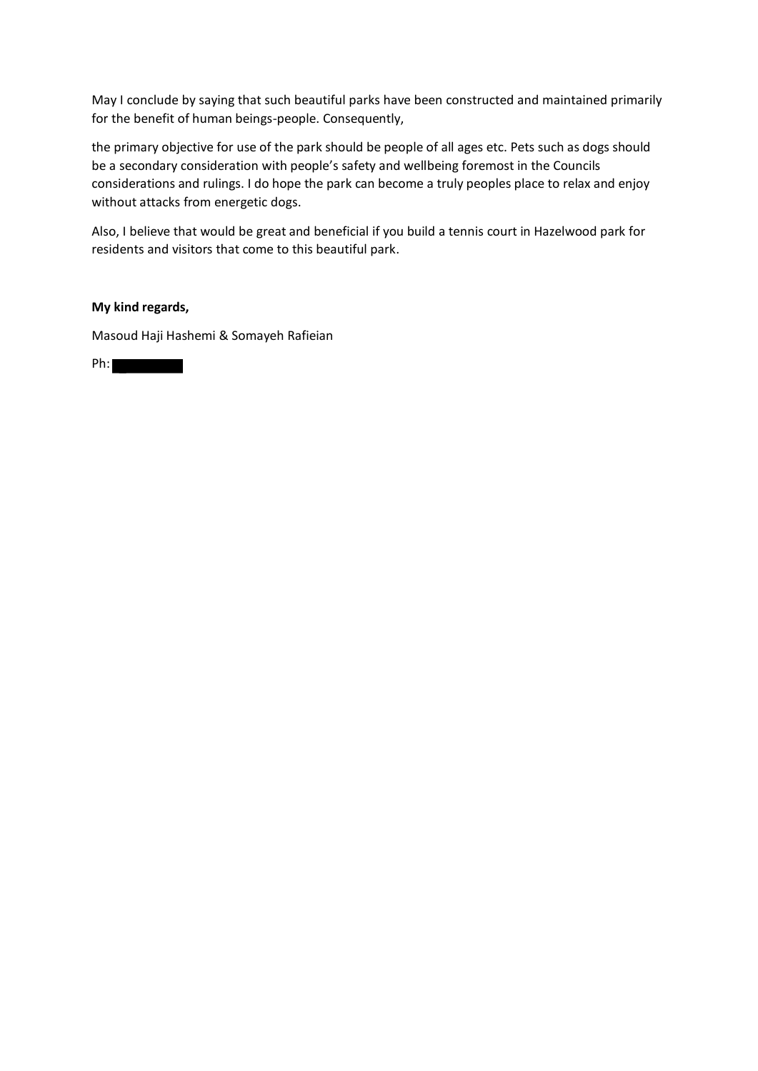May I conclude by saying that such beautiful parks have been constructed and maintained primarily for the benefit of human beings-people. Consequently,

the primary objective for use of the park should be people of all ages etc. Pets such as dogs should be a secondary consideration with people's safety and wellbeing foremost in the Councils considerations and rulings. I do hope the park can become a truly peoples place to relax and enjoy without attacks from energetic dogs.

Also, I believe that would be great and beneficial if you build a tennis court in Hazelwood park for residents and visitors that come to this beautiful park.

**My kind regards,**

Masoud Haji Hashemi & Somayeh Rafieian

Ph: